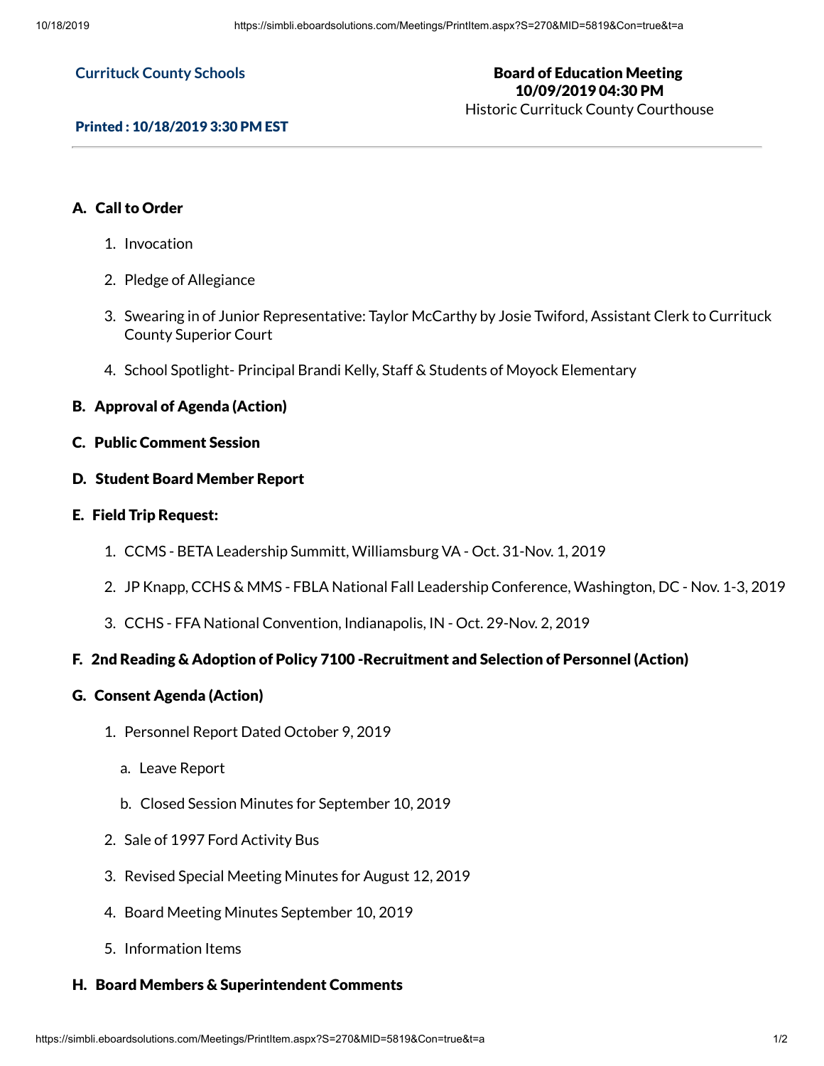**Currituck County Schools**

**Board of Education Meeting**
**10/09/2019 04:30 PM**
Historic Currituck County Courthouse

**Printed : 10/18/2019 3:30 PM EST**

---

### A. Call to Order

1. Invocation
2. Pledge of Allegiance
3. Swearing in of Junior Representative: Taylor McCarthy by Josie Twiford, Assistant Clerk to Currituck County Superior Court
4. School Spotlight- Principal Brandi Kelly, Staff & Students of Moyock Elementary

### B. Approval of Agenda (Action)

### C. Public Comment Session

### D. Student Board Member Report

### E. Field Trip Request:

1. CCMS - BETA Leadership Summitt, Williamsburg VA - Oct. 31-Nov. 1, 2019
2. JP Knapp, CCHS & MMS - FBLA National Fall Leadership Conference, Washington, DC - Nov. 1-3, 2019
3. CCHS - FFA National Convention, Indianapolis, IN - Oct. 29-Nov. 2, 2019

### F. 2nd Reading & Adoption of Policy 7100 -Recruitment and Selection of Personnel (Action)

### G. Consent Agenda (Action)

1. Personnel Report Dated October 9, 2019
   a. Leave Report
   b. Closed Session Minutes for September 10, 2019
2. Sale of 1997 Ford Activity Bus
3. Revised Special Meeting Minutes for August 12, 2019
4. Board Meeting Minutes September 10, 2019
5. Information Items

### H. Board Members & Superintendent Comments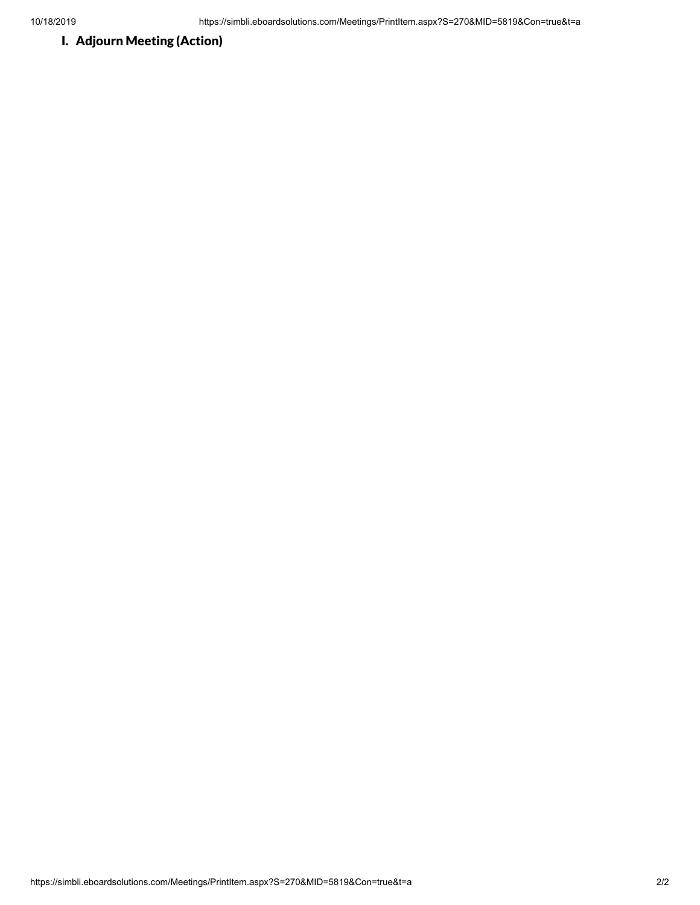## I. Adjourn Meeting (Action)